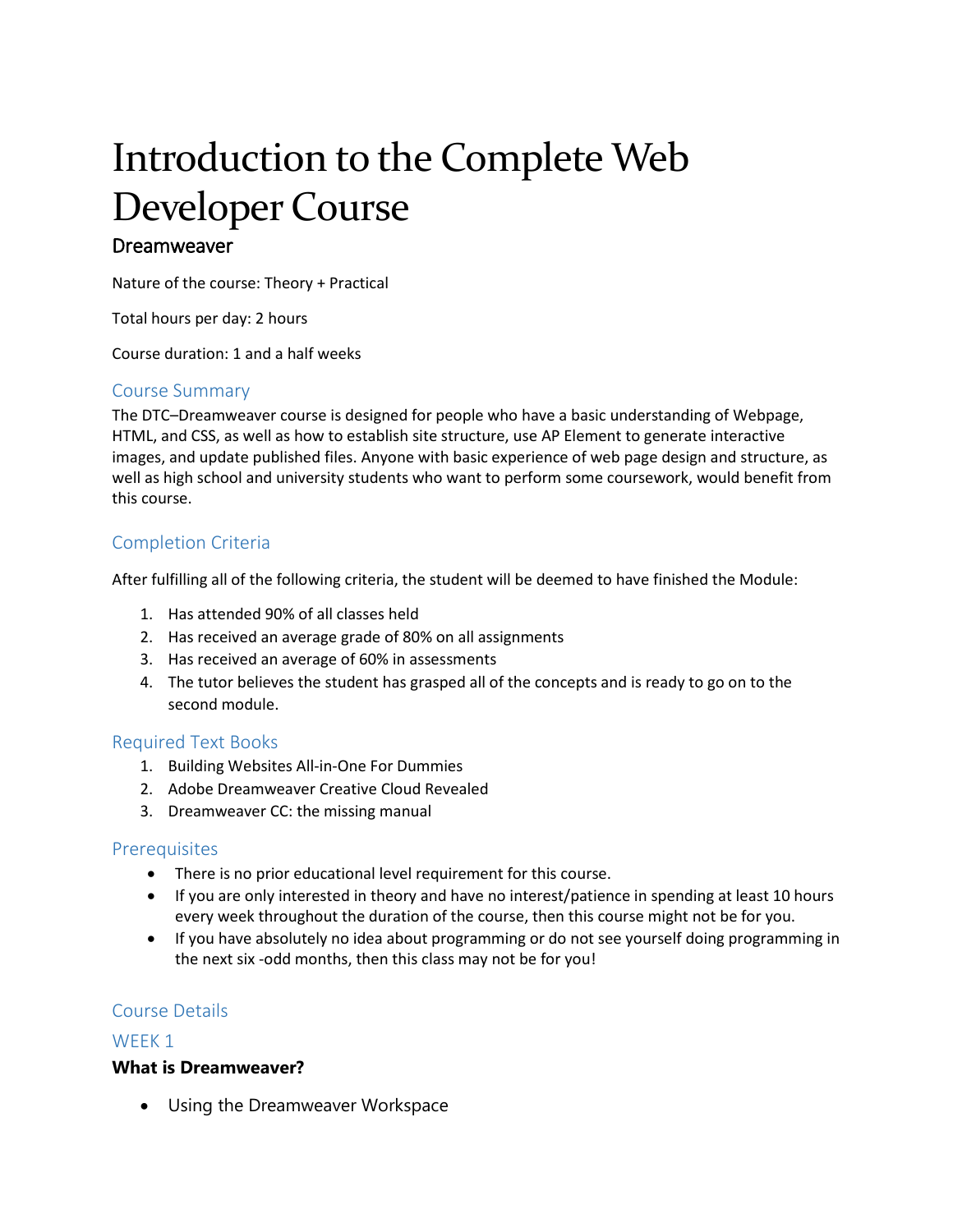# Introduction to the Complete Web Developer Course

## Dreamweaver

Nature of the course: Theory + Practical

Total hours per day: 2 hours

Course duration: 1 and a half weeks

### Course Summary

The DTC–Dreamweaver course is designed for people who have a basic understanding of Webpage, HTML, and CSS, as well as how to establish site structure, use AP Element to generate interactive images, and update published files. Anyone with basic experience of web page design and structure, as well as high school and university students who want to perform some coursework, would benefit from this course.

### Completion Criteria

After fulfilling all of the following criteria, the student will be deemed to have finished the Module:

1. Has attended 90% of all classes held
2. Has received an average grade of 80% on all assignments
3. Has received an average of 60% in assessments
4. The tutor believes the student has grasped all of the concepts and is ready to go on to the second module.

### Required Text Books

1. Building Websites All-in-One For Dummies
2. Adobe Dreamweaver Creative Cloud Revealed
3. Dreamweaver CC: the missing manual

### Prerequisites

- There is no prior educational level requirement for this course.
- If you are only interested in theory and have no interest/patience in spending at least 10 hours every week throughout the duration of the course, then this course might not be for you.
- If you have absolutely no idea about programming or do not see yourself doing programming in the next six -odd months, then this class may not be for you!

### Course Details

### WEEK 1

**What is Dreamweaver?**

- Using the Dreamweaver Workspace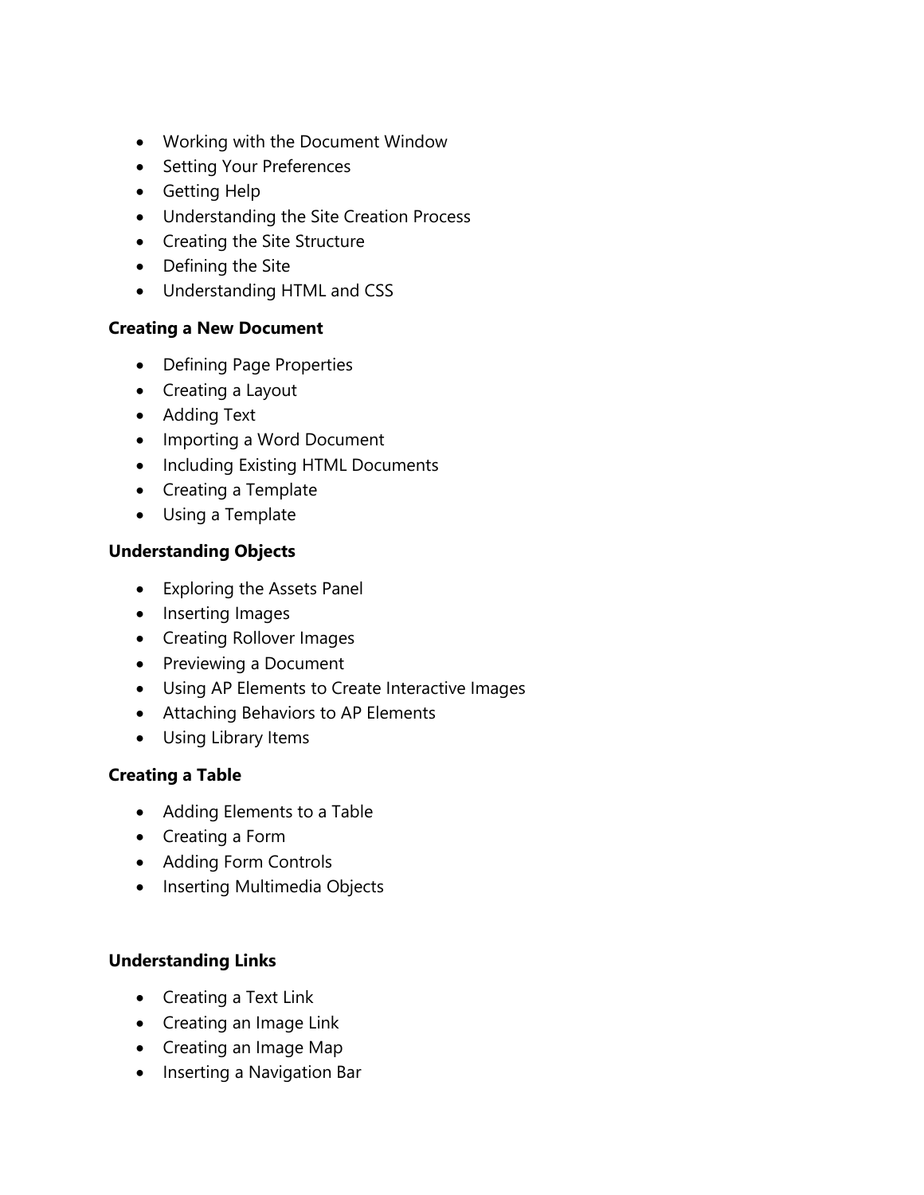- Working with the Document Window
- Setting Your Preferences
- Getting Help
- Understanding the Site Creation Process
- Creating the Site Structure
- Defining the Site
- Understanding HTML and CSS

**Creating a New Document**

- Defining Page Properties
- Creating a Layout
- Adding Text
- Importing a Word Document
- Including Existing HTML Documents
- Creating a Template
- Using a Template

**Understanding Objects**

- Exploring the Assets Panel
- Inserting Images
- Creating Rollover Images
- Previewing a Document
- Using AP Elements to Create Interactive Images
- Attaching Behaviors to AP Elements
- Using Library Items

**Creating a Table**

- Adding Elements to a Table
- Creating a Form
- Adding Form Controls
- Inserting Multimedia Objects

**Understanding Links**

- Creating a Text Link
- Creating an Image Link
- Creating an Image Map
- Inserting a Navigation Bar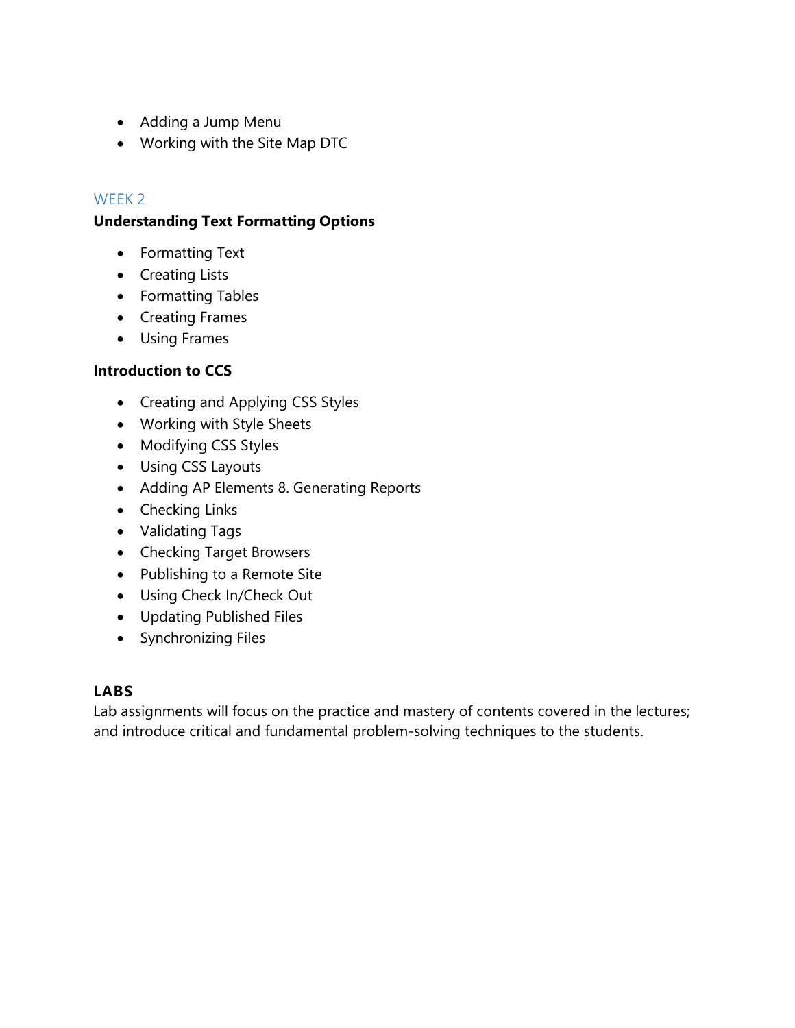- Adding a Jump Menu
- Working with the Site Map DTC

## WEEK 2

**Understanding Text Formatting Options**

- Formatting Text
- Creating Lists
- Formatting Tables
- Creating Frames
- Using Frames

**Introduction to CCS**

- Creating and Applying CSS Styles
- Working with Style Sheets
- Modifying CSS Styles
- Using CSS Layouts
- Adding AP Elements 8. Generating Reports
- Checking Links
- Validating Tags
- Checking Target Browsers
- Publishing to a Remote Site
- Using Check In/Check Out
- Updating Published Files
- Synchronizing Files

### LABS

Lab assignments will focus on the practice and mastery of contents covered in the lectures; and introduce critical and fundamental problem-solving techniques to the students.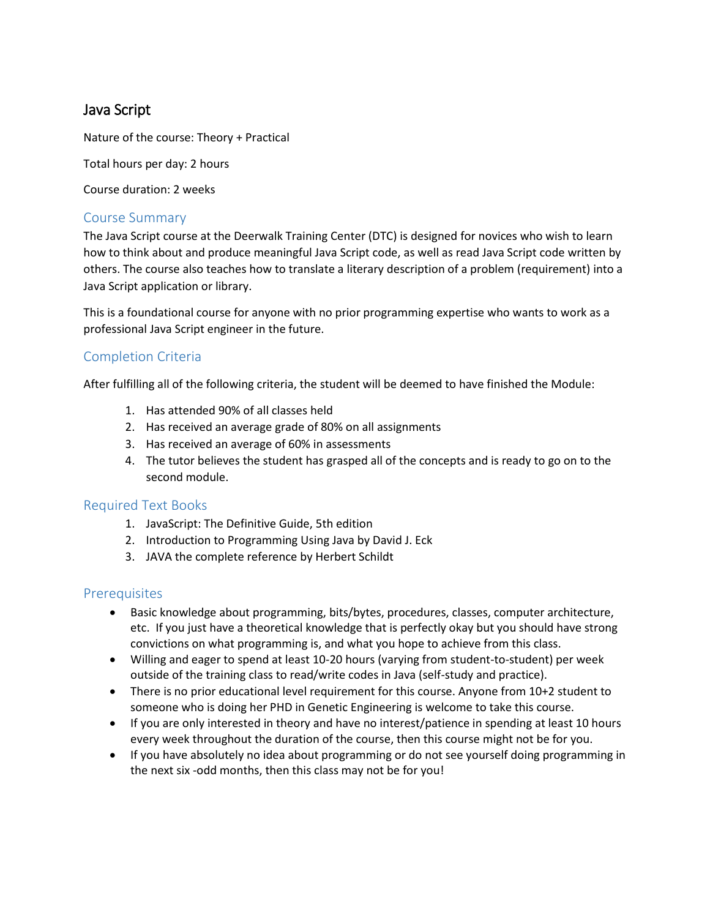# Java Script

Nature of the course: Theory + Practical

Total hours per day: 2 hours

Course duration: 2 weeks

## Course Summary

The Java Script course at the Deerwalk Training Center (DTC) is designed for novices who wish to learn how to think about and produce meaningful Java Script code, as well as read Java Script code written by others. The course also teaches how to translate a literary description of a problem (requirement) into a Java Script application or library.

This is a foundational course for anyone with no prior programming expertise who wants to work as a professional Java Script engineer in the future.

## Completion Criteria

After fulfilling all of the following criteria, the student will be deemed to have finished the Module:

1. Has attended 90% of all classes held
2. Has received an average grade of 80% on all assignments
3. Has received an average of 60% in assessments
4. The tutor believes the student has grasped all of the concepts and is ready to go on to the second module.

## Required Text Books

1. JavaScript: The Definitive Guide, 5th edition
2. Introduction to Programming Using Java by David J. Eck
3. JAVA the complete reference by Herbert Schildt

## Prerequisites

- Basic knowledge about programming, bits/bytes, procedures, classes, computer architecture, etc. If you just have a theoretical knowledge that is perfectly okay but you should have strong convictions on what programming is, and what you hope to achieve from this class.
- Willing and eager to spend at least 10-20 hours (varying from student-to-student) per week outside of the training class to read/write codes in Java (self-study and practice).
- There is no prior educational level requirement for this course. Anyone from 10+2 student to someone who is doing her PHD in Genetic Engineering is welcome to take this course.
- If you are only interested in theory and have no interest/patience in spending at least 10 hours every week throughout the duration of the course, then this course might not be for you.
- If you have absolutely no idea about programming or do not see yourself doing programming in the next six -odd months, then this class may not be for you!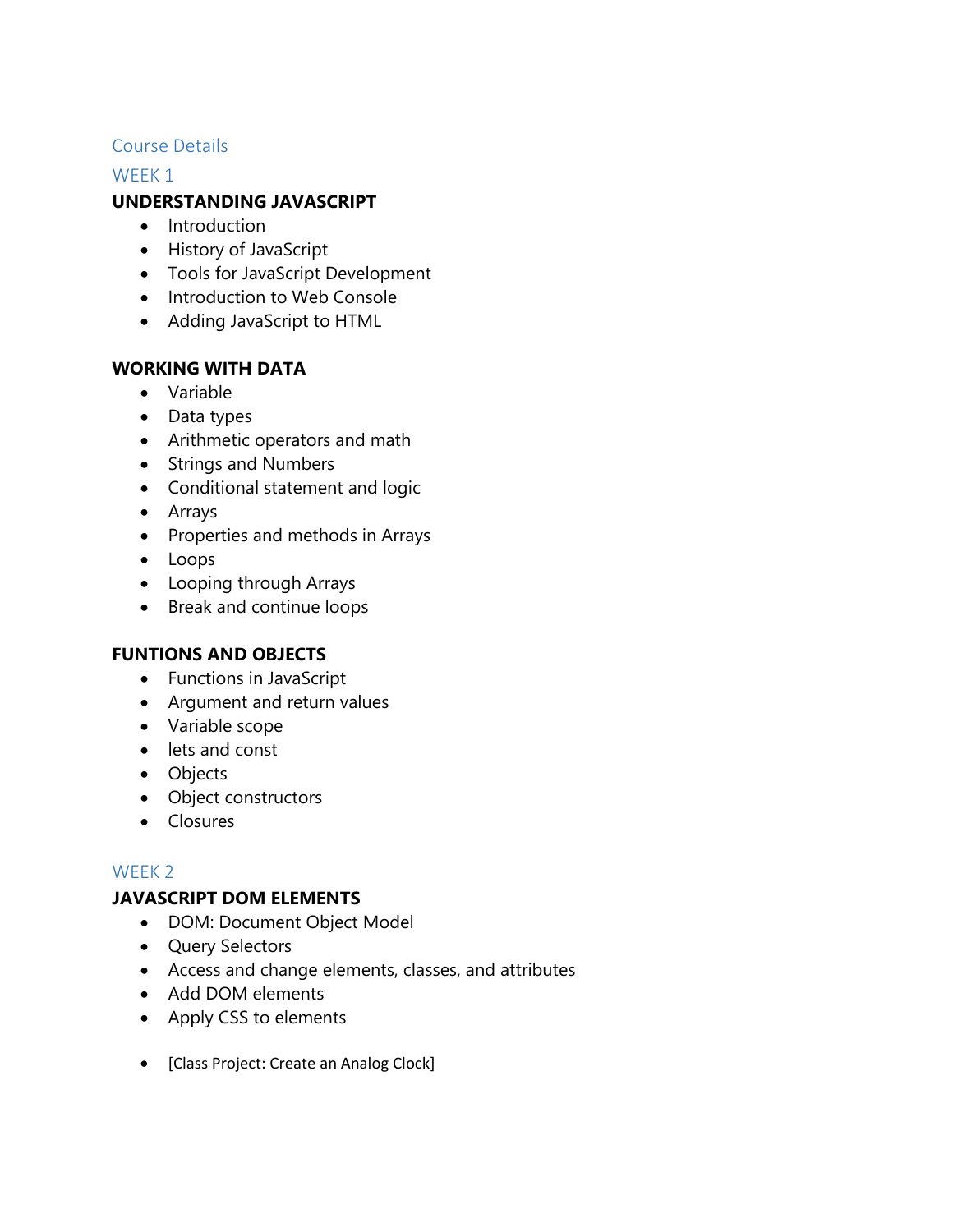## Course Details

## WEEK 1

**UNDERSTANDING JAVASCRIPT**

- Introduction
- History of JavaScript
- Tools for JavaScript Development
- Introduction to Web Console
- Adding JavaScript to HTML

**WORKING WITH DATA**

- Variable
- Data types
- Arithmetic operators and math
- Strings and Numbers
- Conditional statement and logic
- Arrays
- Properties and methods in Arrays
- Loops
- Looping through Arrays
- Break and continue loops

**FUNTIONS AND OBJECTS**

- Functions in JavaScript
- Argument and return values
- Variable scope
- lets and const
- Objects
- Object constructors
- Closures

## WEEK 2

**JAVASCRIPT DOM ELEMENTS**

- DOM: Document Object Model
- Query Selectors
- Access and change elements, classes, and attributes
- Add DOM elements
- Apply CSS to elements

- [Class Project: Create an Analog Clock]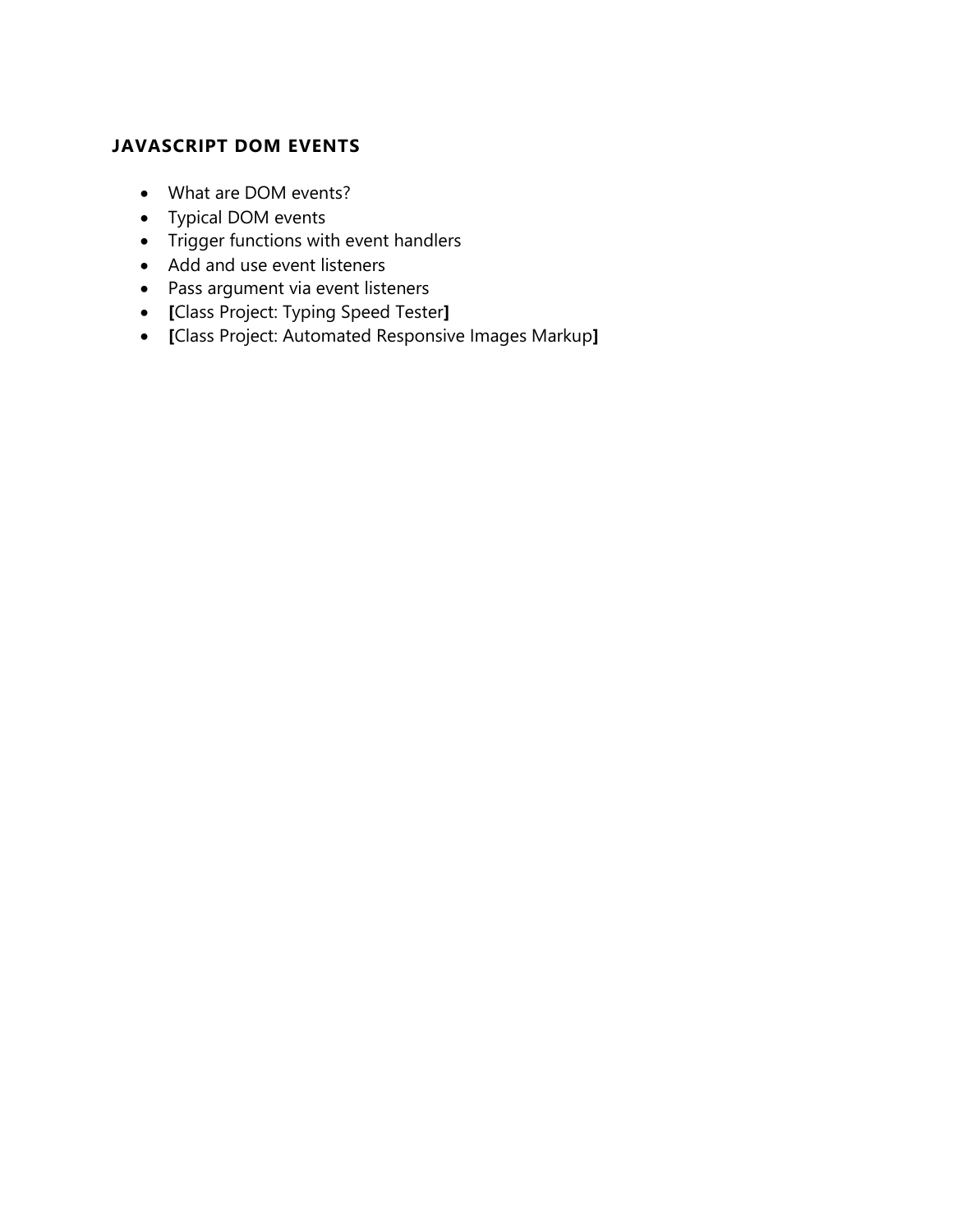### JAVASCRIPT DOM EVENTS

- What are DOM events?
- Typical DOM events
- Trigger functions with event handlers
- Add and use event listeners
- Pass argument via event listeners
- **[**Class Project: Typing Speed Tester**]**
- **[**Class Project: Automated Responsive Images Markup**]**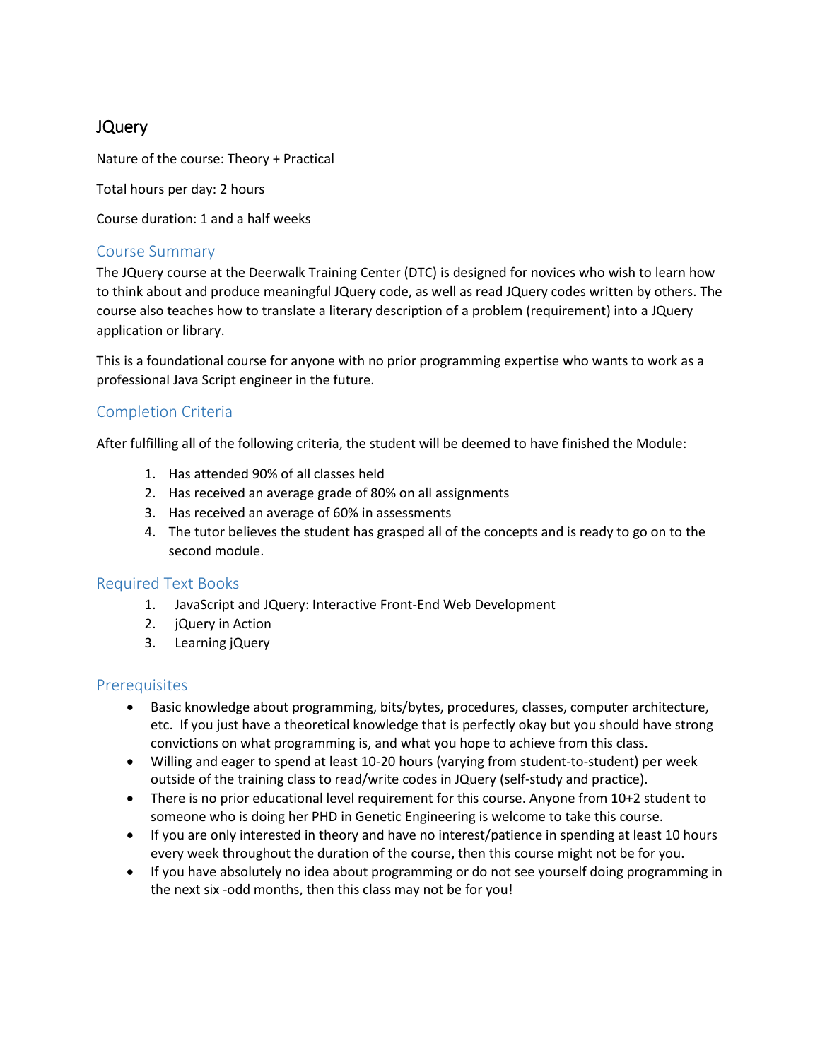# JQuery

Nature of the course: Theory + Practical

Total hours per day: 2 hours

Course duration: 1 and a half weeks

## Course Summary

The JQuery course at the Deerwalk Training Center (DTC) is designed for novices who wish to learn how to think about and produce meaningful JQuery code, as well as read JQuery codes written by others. The course also teaches how to translate a literary description of a problem (requirement) into a JQuery application or library.

This is a foundational course for anyone with no prior programming expertise who wants to work as a professional Java Script engineer in the future.

## Completion Criteria

After fulfilling all of the following criteria, the student will be deemed to have finished the Module:

1. Has attended 90% of all classes held
2. Has received an average grade of 80% on all assignments
3. Has received an average of 60% in assessments
4. The tutor believes the student has grasped all of the concepts and is ready to go on to the second module.

## Required Text Books

1. JavaScript and JQuery: Interactive Front-End Web Development
2. jQuery in Action
3. Learning jQuery

## Prerequisites

- Basic knowledge about programming, bits/bytes, procedures, classes, computer architecture, etc. If you just have a theoretical knowledge that is perfectly okay but you should have strong convictions on what programming is, and what you hope to achieve from this class.
- Willing and eager to spend at least 10-20 hours (varying from student-to-student) per week outside of the training class to read/write codes in JQuery (self-study and practice).
- There is no prior educational level requirement for this course. Anyone from 10+2 student to someone who is doing her PHD in Genetic Engineering is welcome to take this course.
- If you are only interested in theory and have no interest/patience in spending at least 10 hours every week throughout the duration of the course, then this course might not be for you.
- If you have absolutely no idea about programming or do not see yourself doing programming in the next six -odd months, then this class may not be for you!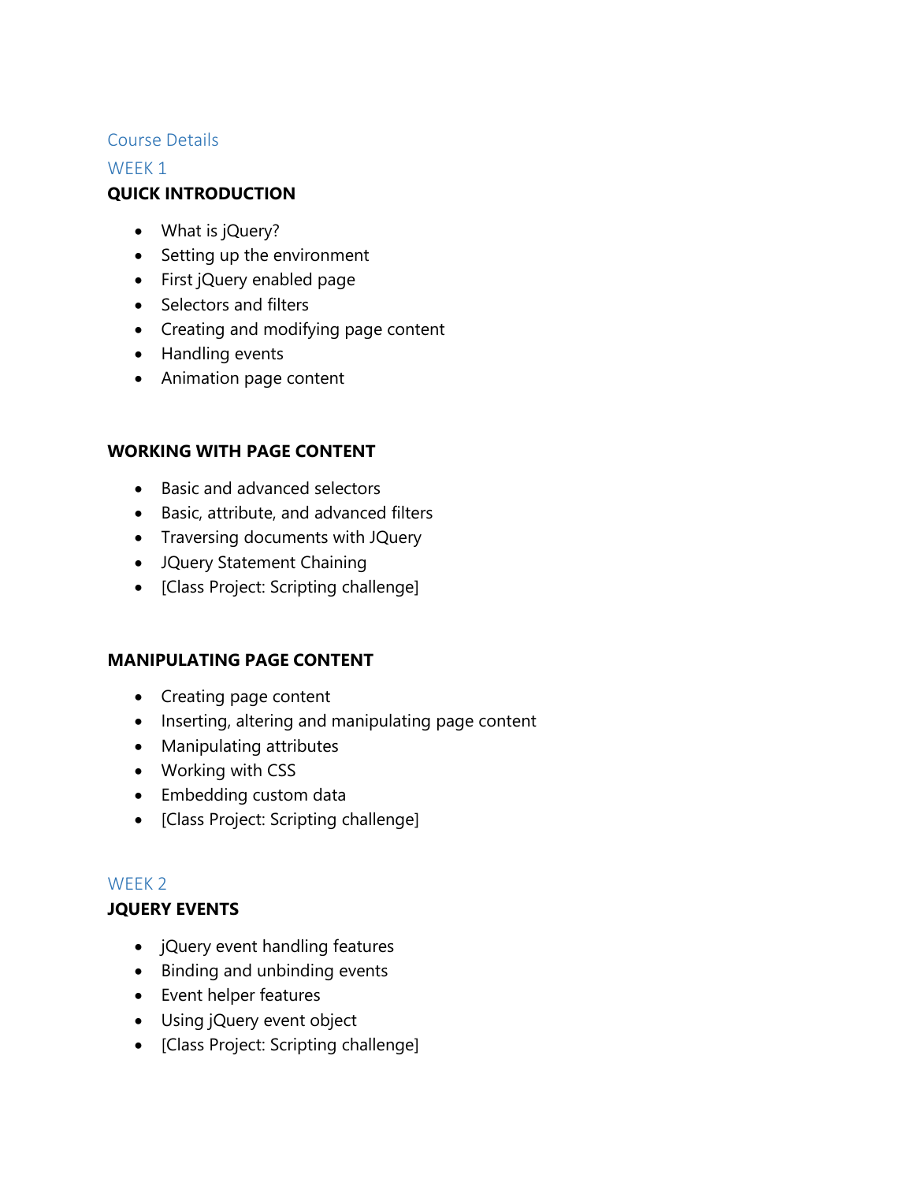## Course Details

### WEEK 1

**QUICK INTRODUCTION**

- What is jQuery?
- Setting up the environment
- First jQuery enabled page
- Selectors and filters
- Creating and modifying page content
- Handling events
- Animation page content

**WORKING WITH PAGE CONTENT**

- Basic and advanced selectors
- Basic, attribute, and advanced filters
- Traversing documents with JQuery
- JQuery Statement Chaining
- [Class Project: Scripting challenge]

**MANIPULATING PAGE CONTENT**

- Creating page content
- Inserting, altering and manipulating page content
- Manipulating attributes
- Working with CSS
- Embedding custom data
- [Class Project: Scripting challenge]

### WEEK 2

**JQUERY EVENTS**

- jQuery event handling features
- Binding and unbinding events
- Event helper features
- Using jQuery event object
- [Class Project: Scripting challenge]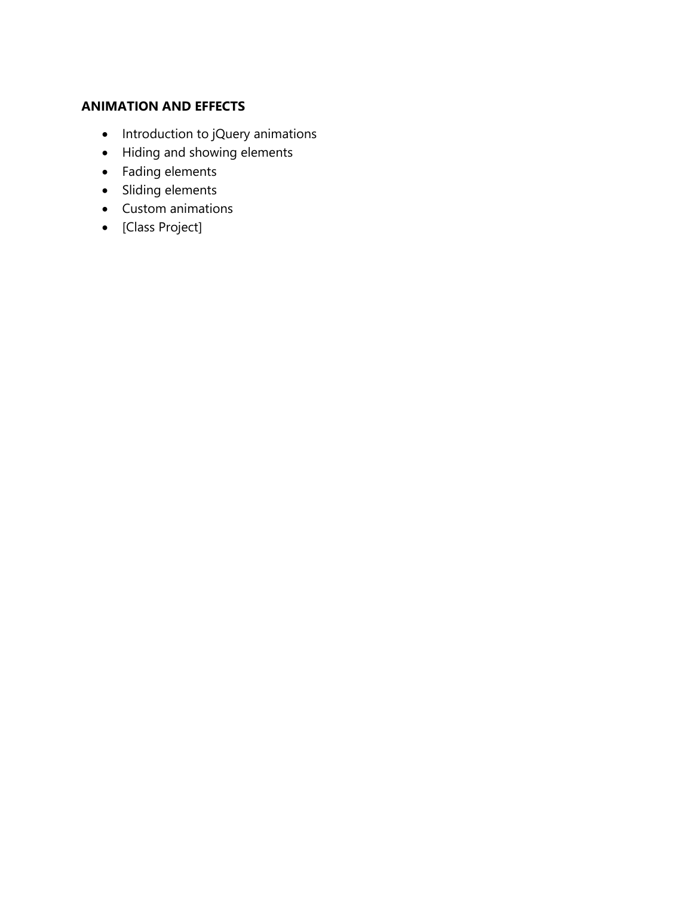**ANIMATION AND EFFECTS**

- Introduction to jQuery animations
- Hiding and showing elements
- Fading elements
- Sliding elements
- Custom animations
- [Class Project]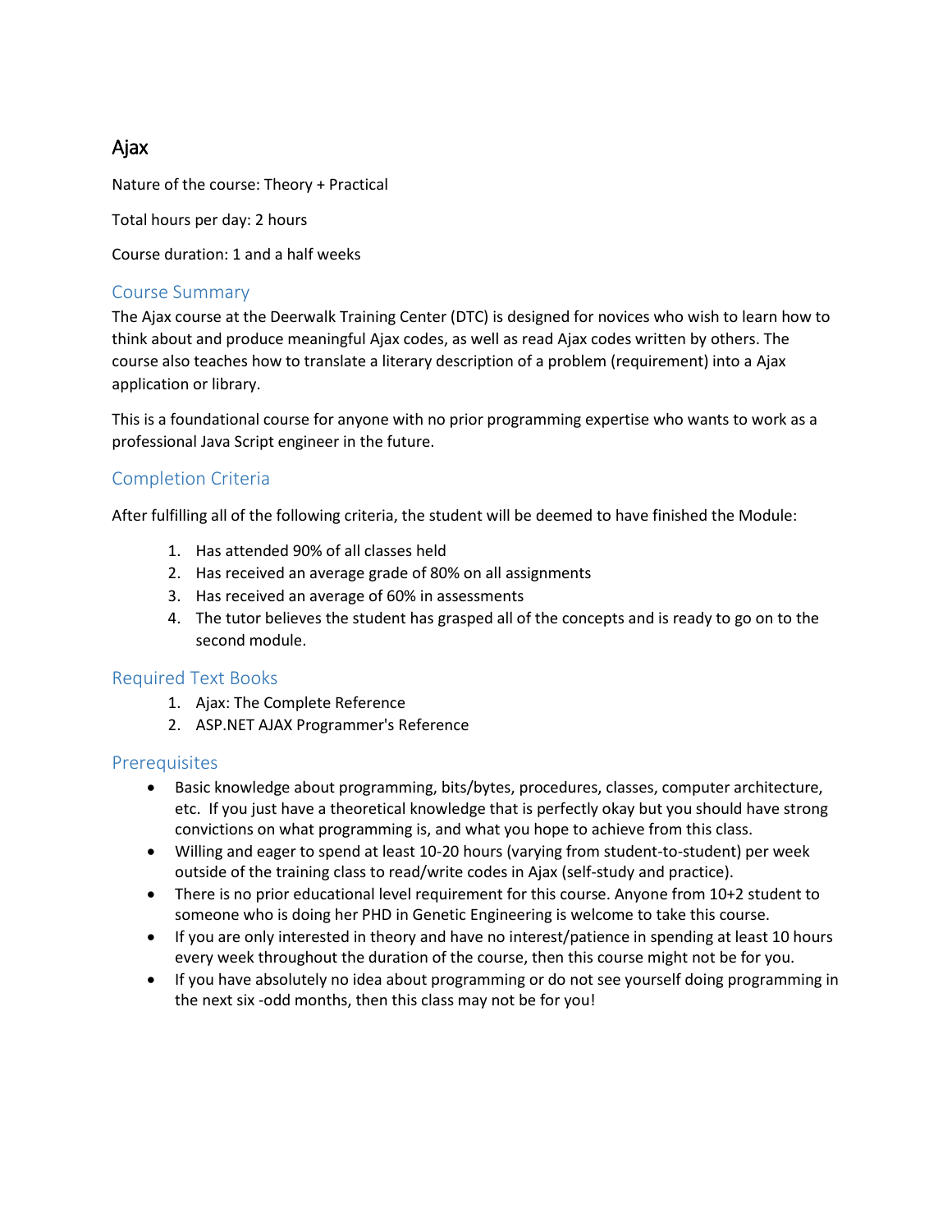# Ajax

Nature of the course: Theory + Practical

Total hours per day: 2 hours

Course duration: 1 and a half weeks

## Course Summary

The Ajax course at the Deerwalk Training Center (DTC) is designed for novices who wish to learn how to think about and produce meaningful Ajax codes, as well as read Ajax codes written by others. The course also teaches how to translate a literary description of a problem (requirement) into a Ajax application or library.

This is a foundational course for anyone with no prior programming expertise who wants to work as a professional Java Script engineer in the future.

## Completion Criteria

After fulfilling all of the following criteria, the student will be deemed to have finished the Module:

1. Has attended 90% of all classes held
2. Has received an average grade of 80% on all assignments
3. Has received an average of 60% in assessments
4. The tutor believes the student has grasped all of the concepts and is ready to go on to the second module.

## Required Text Books

1. Ajax: The Complete Reference
2. ASP.NET AJAX Programmer's Reference

## Prerequisites

- Basic knowledge about programming, bits/bytes, procedures, classes, computer architecture, etc. If you just have a theoretical knowledge that is perfectly okay but you should have strong convictions on what programming is, and what you hope to achieve from this class.
- Willing and eager to spend at least 10-20 hours (varying from student-to-student) per week outside of the training class to read/write codes in Ajax (self-study and practice).
- There is no prior educational level requirement for this course. Anyone from 10+2 student to someone who is doing her PHD in Genetic Engineering is welcome to take this course.
- If you are only interested in theory and have no interest/patience in spending at least 10 hours every week throughout the duration of the course, then this course might not be for you.
- If you have absolutely no idea about programming or do not see yourself doing programming in the next six -odd months, then this class may not be for you!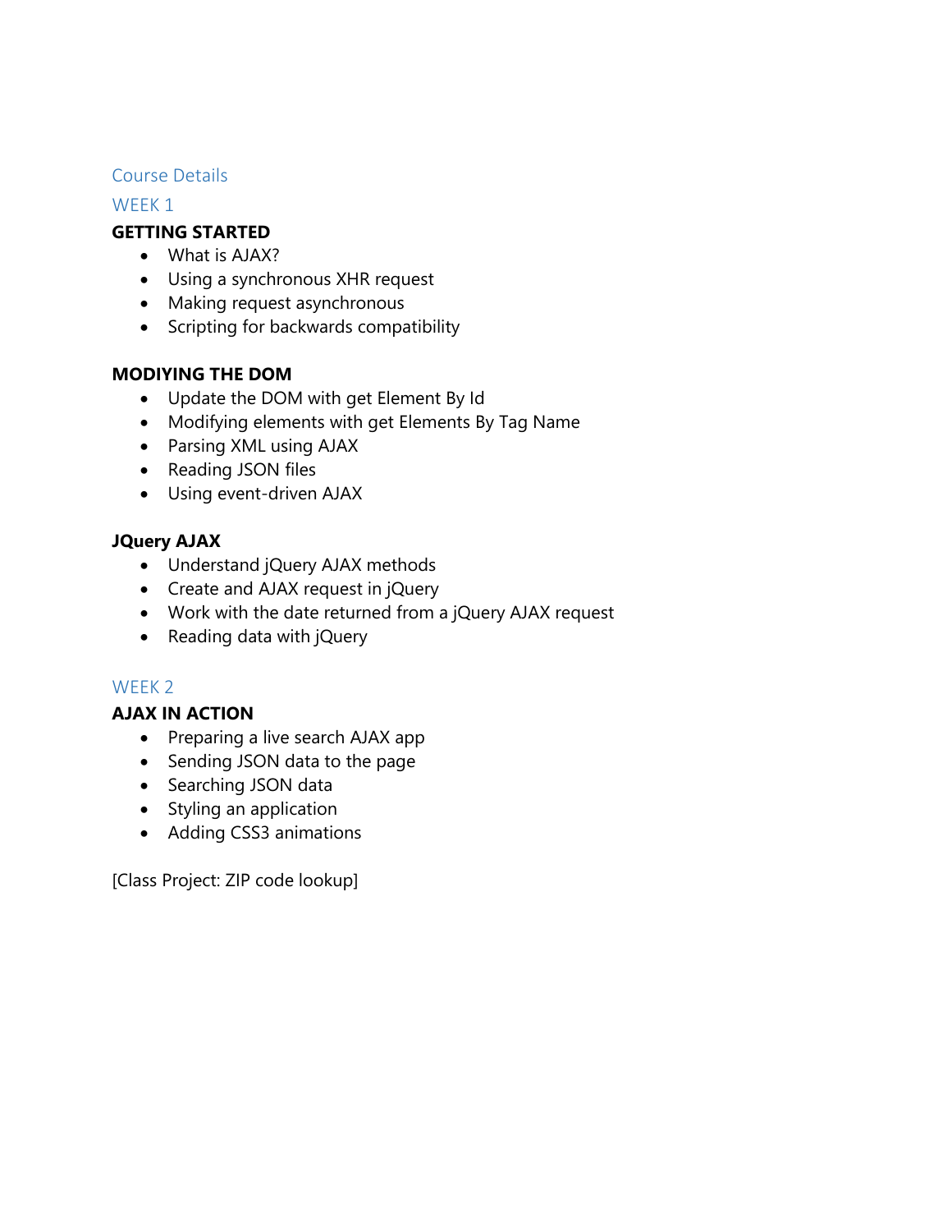## Course Details

### WEEK 1

**GETTING STARTED**

- What is AJAX?
- Using a synchronous XHR request
- Making request asynchronous
- Scripting for backwards compatibility

**MODIYING THE DOM**

- Update the DOM with get Element By Id
- Modifying elements with get Elements By Tag Name
- Parsing XML using AJAX
- Reading JSON files
- Using event-driven AJAX

**JQuery AJAX**

- Understand jQuery AJAX methods
- Create and AJAX request in jQuery
- Work with the date returned from a jQuery AJAX request
- Reading data with jQuery

### WEEK 2

**AJAX IN ACTION**

- Preparing a live search AJAX app
- Sending JSON data to the page
- Searching JSON data
- Styling an application
- Adding CSS3 animations

[Class Project: ZIP code lookup]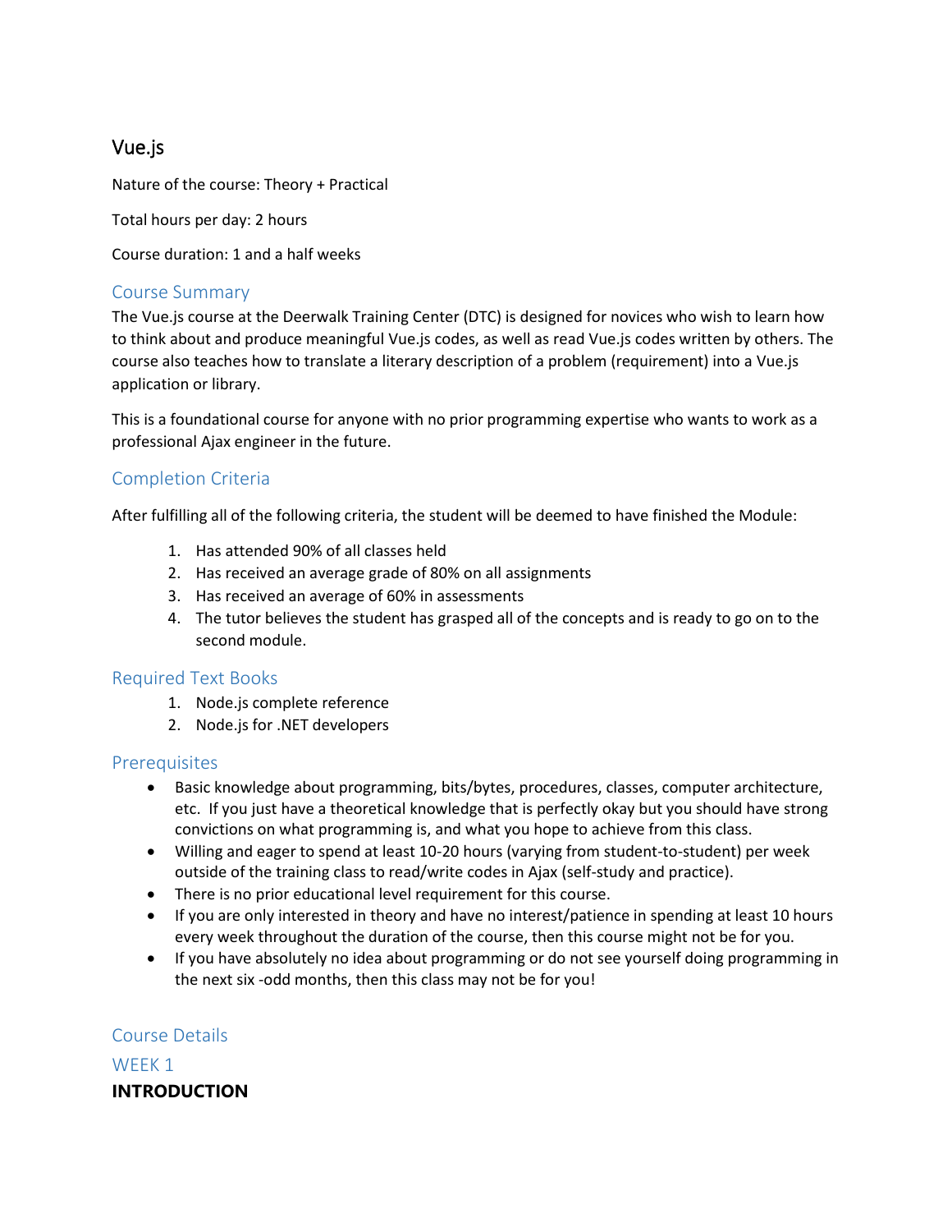# Vue.js

Nature of the course: Theory + Practical

Total hours per day: 2 hours

Course duration: 1 and a half weeks

## Course Summary

The Vue.js course at the Deerwalk Training Center (DTC) is designed for novices who wish to learn how to think about and produce meaningful Vue.js codes, as well as read Vue.js codes written by others. The course also teaches how to translate a literary description of a problem (requirement) into a Vue.js application or library.

This is a foundational course for anyone with no prior programming expertise who wants to work as a professional Ajax engineer in the future.

## Completion Criteria

After fulfilling all of the following criteria, the student will be deemed to have finished the Module:

1. Has attended 90% of all classes held
2. Has received an average grade of 80% on all assignments
3. Has received an average of 60% in assessments
4. The tutor believes the student has grasped all of the concepts and is ready to go on to the second module.

## Required Text Books

1. Node.js complete reference
2. Node.js for .NET developers

## Prerequisites

- Basic knowledge about programming, bits/bytes, procedures, classes, computer architecture, etc. If you just have a theoretical knowledge that is perfectly okay but you should have strong convictions on what programming is, and what you hope to achieve from this class.
- Willing and eager to spend at least 10-20 hours (varying from student-to-student) per week outside of the training class to read/write codes in Ajax (self-study and practice).
- There is no prior educational level requirement for this course.
- If you are only interested in theory and have no interest/patience in spending at least 10 hours every week throughout the duration of the course, then this course might not be for you.
- If you have absolutely no idea about programming or do not see yourself doing programming in the next six -odd months, then this class may not be for you!

## Course Details

## WEEK 1

**INTRODUCTION**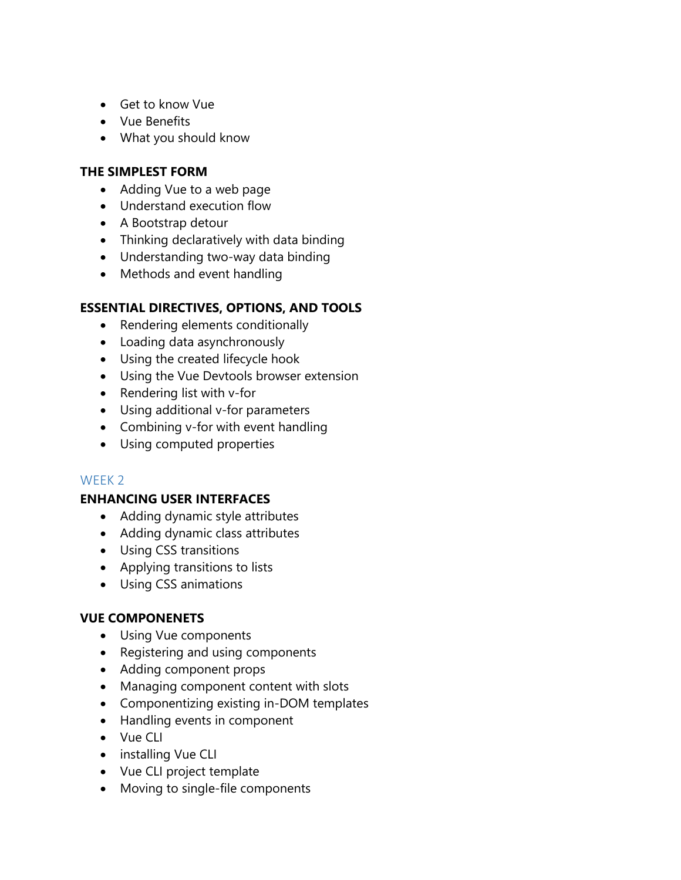- Get to know Vue
- Vue Benefits
- What you should know

**THE SIMPLEST FORM**

- Adding Vue to a web page
- Understand execution flow
- A Bootstrap detour
- Thinking declaratively with data binding
- Understanding two-way data binding
- Methods and event handling

**ESSENTIAL DIRECTIVES, OPTIONS, AND TOOLS**

- Rendering elements conditionally
- Loading data asynchronously
- Using the created lifecycle hook
- Using the Vue Devtools browser extension
- Rendering list with v-for
- Using additional v-for parameters
- Combining v-for with event handling
- Using computed properties

## WEEK 2

**ENHANCING USER INTERFACES**

- Adding dynamic style attributes
- Adding dynamic class attributes
- Using CSS transitions
- Applying transitions to lists
- Using CSS animations

**VUE COMPONENETS**

- Using Vue components
- Registering and using components
- Adding component props
- Managing component content with slots
- Componentizing existing in-DOM templates
- Handling events in component
- Vue CLI
- installing Vue CLI
- Vue CLI project template
- Moving to single-file components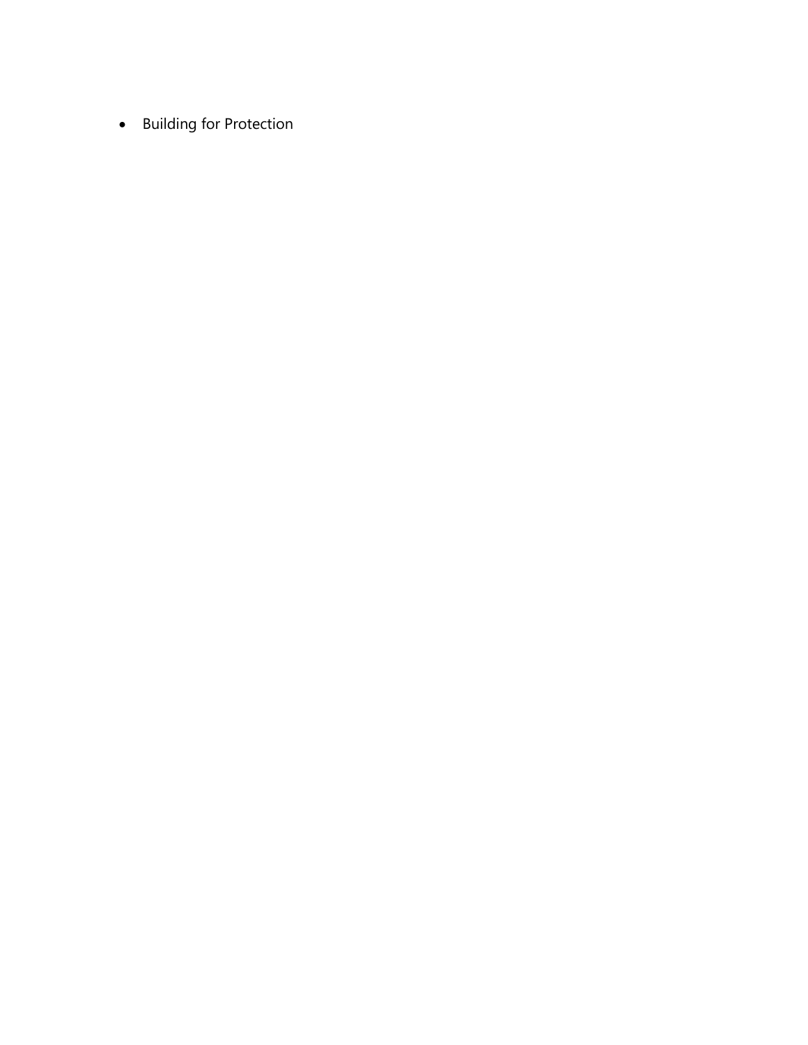- Building for Protection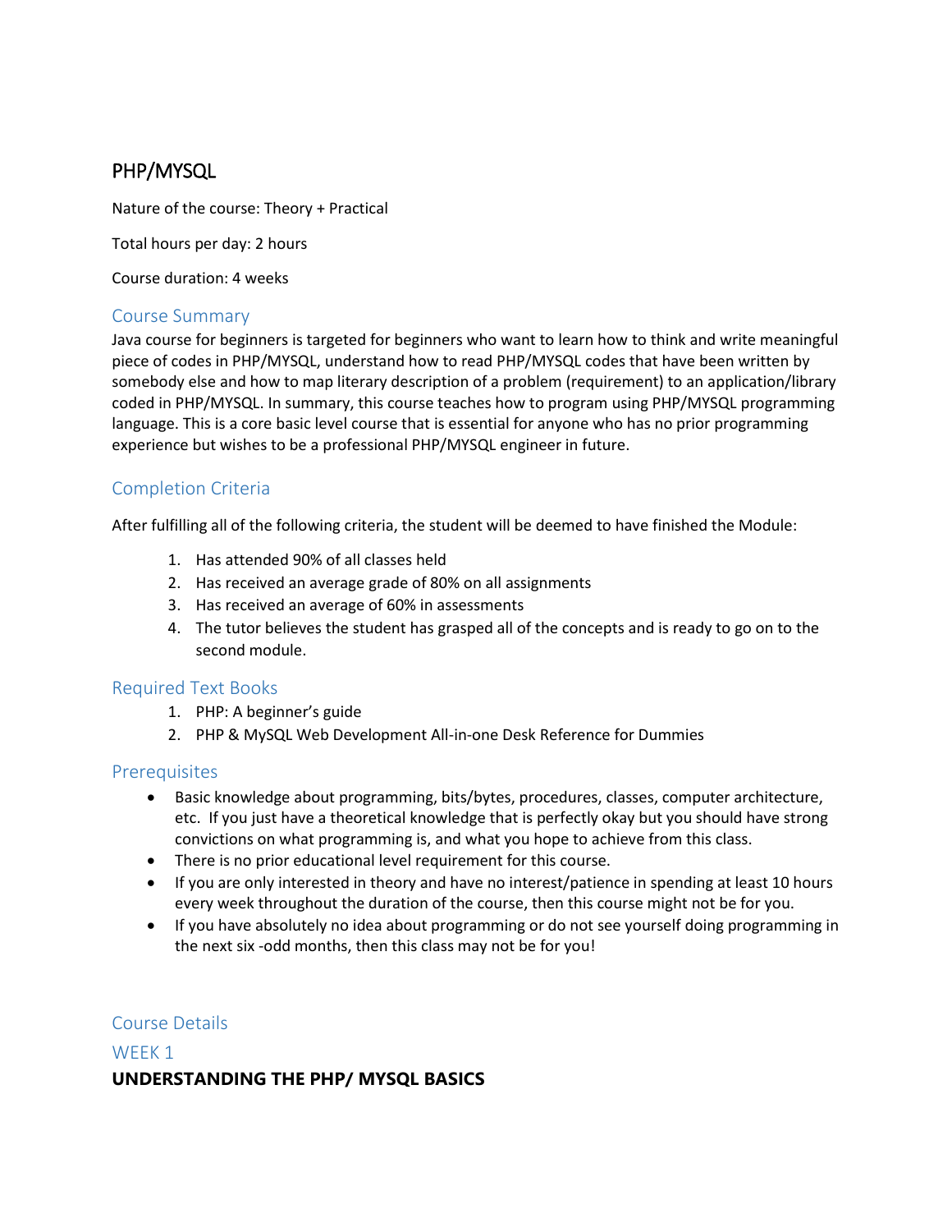## PHP/MYSQL

Nature of the course: Theory + Practical

Total hours per day: 2 hours

Course duration: 4 weeks

### Course Summary

Java course for beginners is targeted for beginners who want to learn how to think and write meaningful piece of codes in PHP/MYSQL, understand how to read PHP/MYSQL codes that have been written by somebody else and how to map literary description of a problem (requirement) to an application/library coded in PHP/MYSQL. In summary, this course teaches how to program using PHP/MYSQL programming language. This is a core basic level course that is essential for anyone who has no prior programming experience but wishes to be a professional PHP/MYSQL engineer in future.

### Completion Criteria

After fulfilling all of the following criteria, the student will be deemed to have finished the Module:

1. Has attended 90% of all classes held
2. Has received an average grade of 80% on all assignments
3. Has received an average of 60% in assessments
4. The tutor believes the student has grasped all of the concepts and is ready to go on to the second module.

### Required Text Books

1. PHP: A beginner's guide
2. PHP & MySQL Web Development All-in-one Desk Reference for Dummies

### Prerequisites

- Basic knowledge about programming, bits/bytes, procedures, classes, computer architecture, etc. If you just have a theoretical knowledge that is perfectly okay but you should have strong convictions on what programming is, and what you hope to achieve from this class.
- There is no prior educational level requirement for this course.
- If you are only interested in theory and have no interest/patience in spending at least 10 hours every week throughout the duration of the course, then this course might not be for you.
- If you have absolutely no idea about programming or do not see yourself doing programming in the next six -odd months, then this class may not be for you!

### Course Details

### WEEK 1

**UNDERSTANDING THE PHP/ MYSQL BASICS**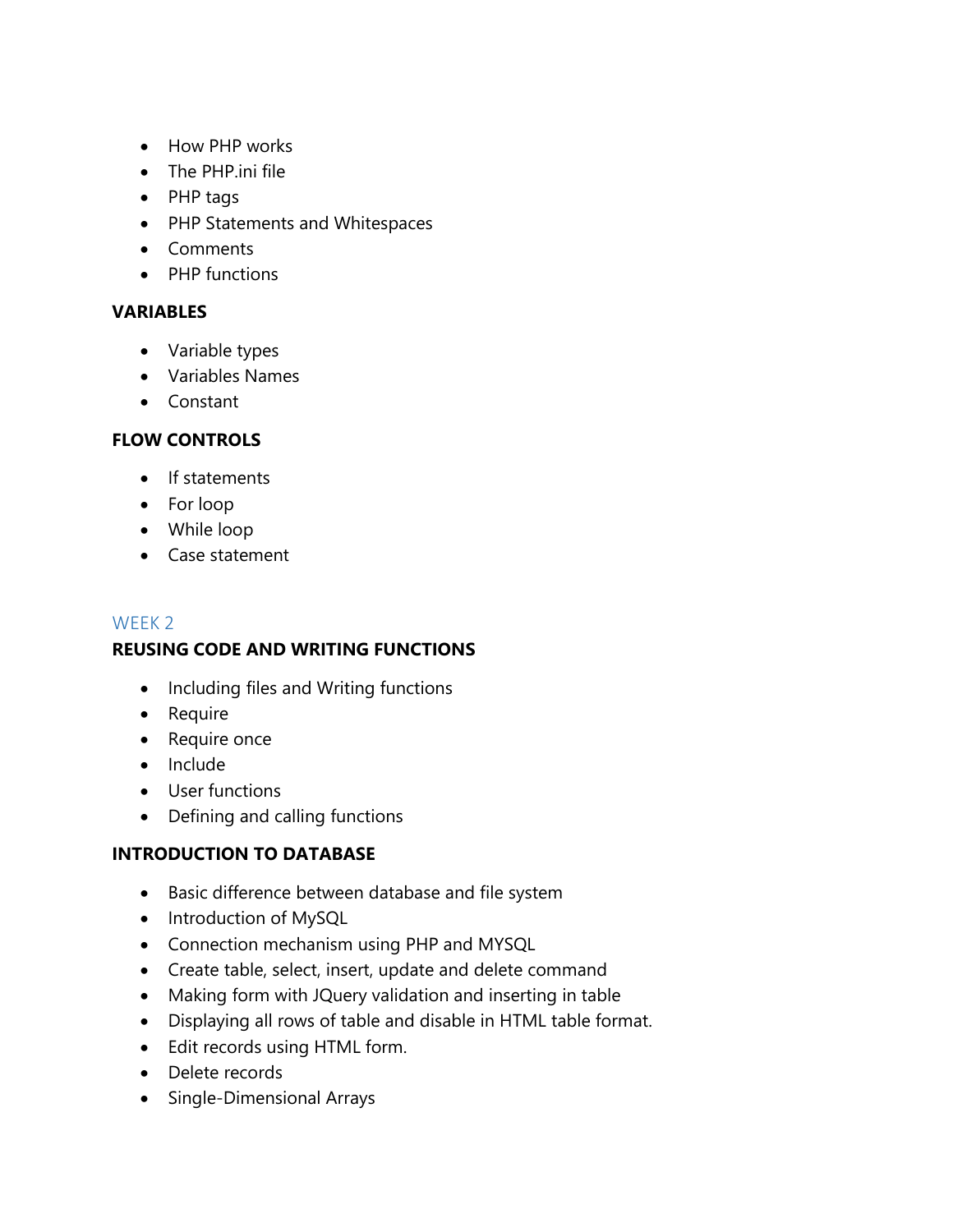- How PHP works
- The PHP.ini file
- PHP tags
- PHP Statements and Whitespaces
- Comments
- PHP functions

**VARIABLES**

- Variable types
- Variables Names
- Constant

**FLOW CONTROLS**

- If statements
- For loop
- While loop
- Case statement

## WEEK 2

**REUSING CODE AND WRITING FUNCTIONS**

- Including files and Writing functions
- Require
- Require once
- Include
- User functions
- Defining and calling functions

**INTRODUCTION TO DATABASE**

- Basic difference between database and file system
- Introduction of MySQL
- Connection mechanism using PHP and MYSQL
- Create table, select, insert, update and delete command
- Making form with JQuery validation and inserting in table
- Displaying all rows of table and disable in HTML table format.
- Edit records using HTML form.
- Delete records
- Single-Dimensional Arrays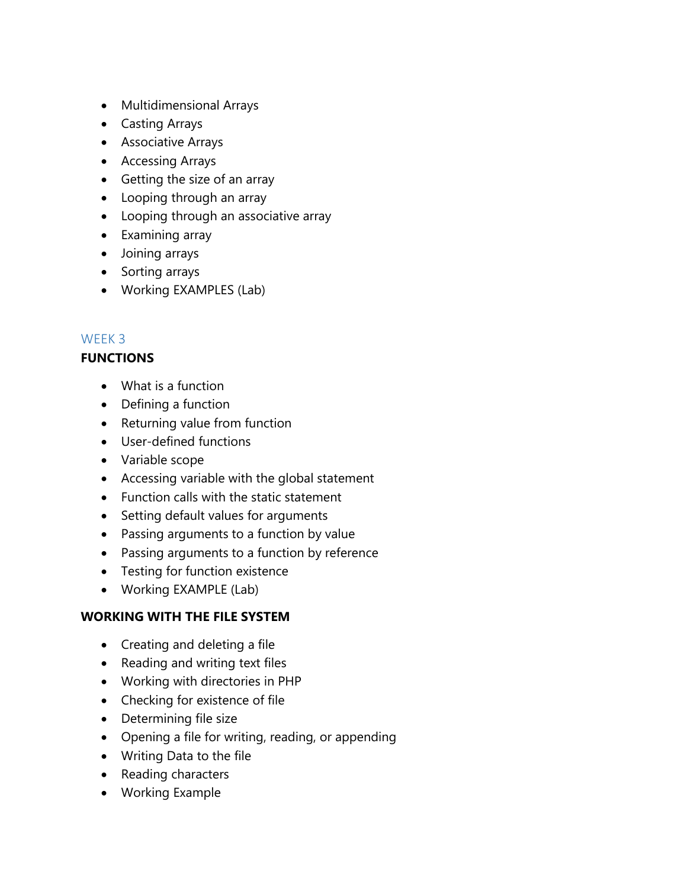- Multidimensional Arrays
- Casting Arrays
- Associative Arrays
- Accessing Arrays
- Getting the size of an array
- Looping through an array
- Looping through an associative array
- Examining array
- Joining arrays
- Sorting arrays
- Working EXAMPLES (Lab)

## WEEK 3

### FUNCTIONS

- What is a function
- Defining a function
- Returning value from function
- User-defined functions
- Variable scope
- Accessing variable with the global statement
- Function calls with the static statement
- Setting default values for arguments
- Passing arguments to a function by value
- Passing arguments to a function by reference
- Testing for function existence
- Working EXAMPLE (Lab)

### WORKING WITH THE FILE SYSTEM

- Creating and deleting a file
- Reading and writing text files
- Working with directories in PHP
- Checking for existence of file
- Determining file size
- Opening a file for writing, reading, or appending
- Writing Data to the file
- Reading characters
- Working Example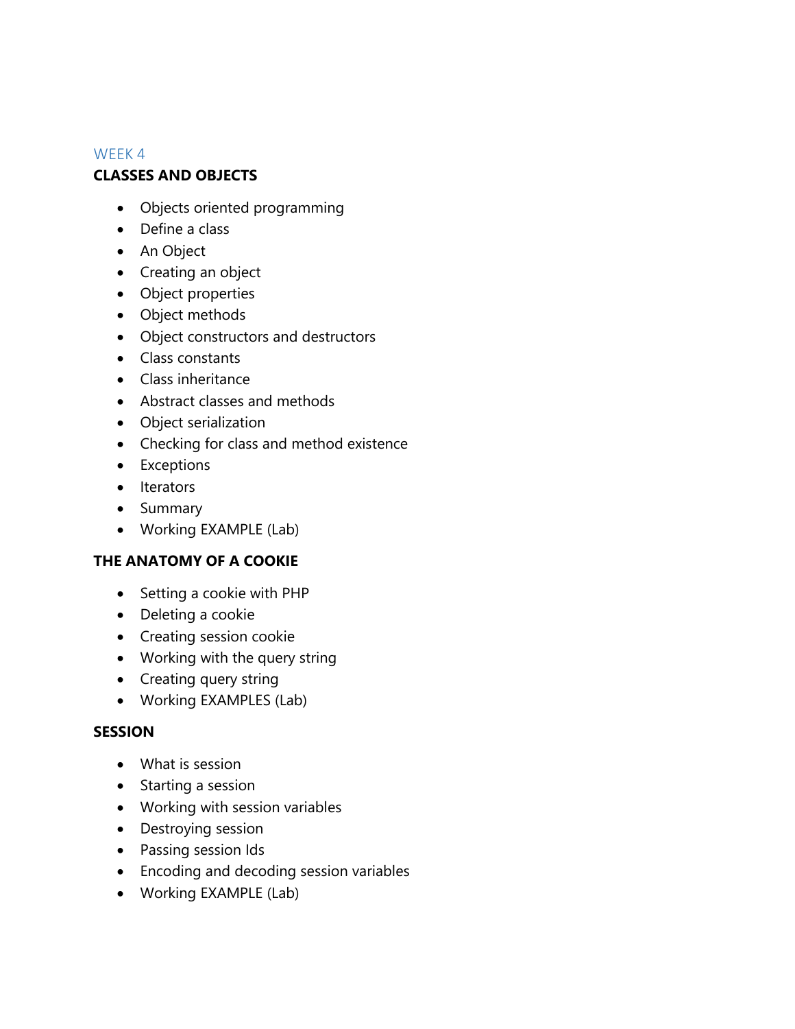## WEEK 4

### CLASSES AND OBJECTS

- Objects oriented programming
- Define a class
- An Object
- Creating an object
- Object properties
- Object methods
- Object constructors and destructors
- Class constants
- Class inheritance
- Abstract classes and methods
- Object serialization
- Checking for class and method existence
- Exceptions
- Iterators
- Summary
- Working EXAMPLE (Lab)

### THE ANATOMY OF A COOKIE

- Setting a cookie with PHP
- Deleting a cookie
- Creating session cookie
- Working with the query string
- Creating query string
- Working EXAMPLES (Lab)

### SESSION

- What is session
- Starting a session
- Working with session variables
- Destroying session
- Passing session Ids
- Encoding and decoding session variables
- Working EXAMPLE (Lab)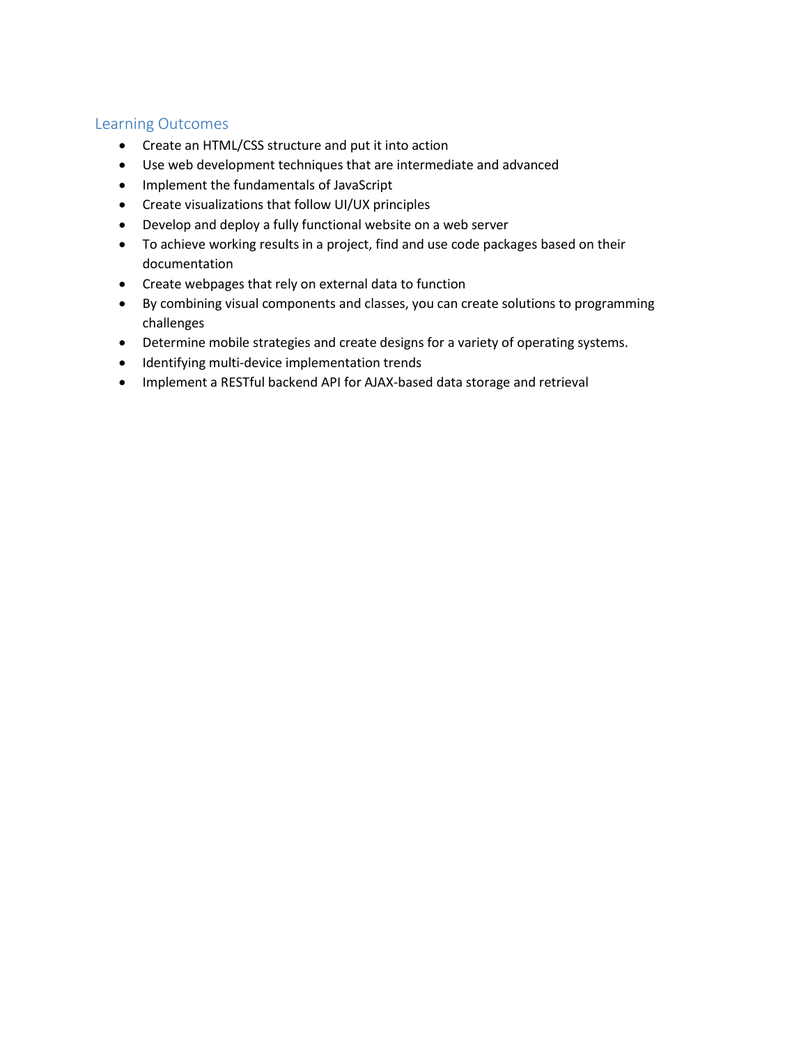## Learning Outcomes

- Create an HTML/CSS structure and put it into action
- Use web development techniques that are intermediate and advanced
- Implement the fundamentals of JavaScript
- Create visualizations that follow UI/UX principles
- Develop and deploy a fully functional website on a web server
- To achieve working results in a project, find and use code packages based on their documentation
- Create webpages that rely on external data to function
- By combining visual components and classes, you can create solutions to programming challenges
- Determine mobile strategies and create designs for a variety of operating systems.
- Identifying multi-device implementation trends
- Implement a RESTful backend API for AJAX-based data storage and retrieval